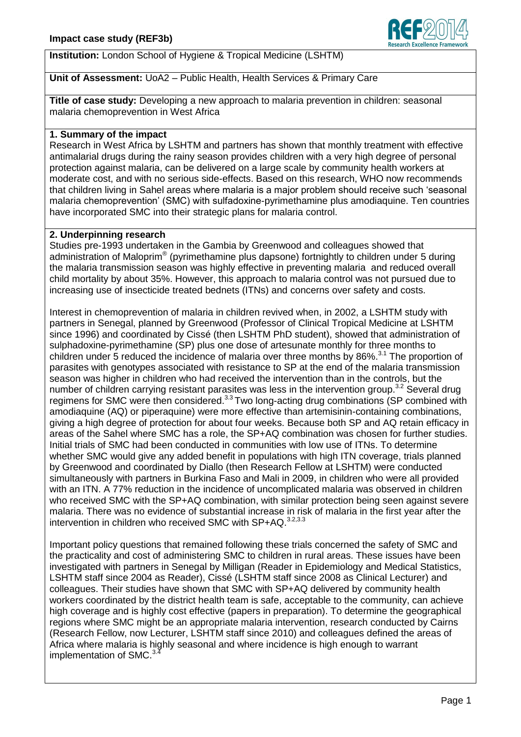**Impact case study (REF3b)**

**Institution:** London School of Hygiene & Tropical Medicine (LSHTM)

**Unit of Assessment:** UoA2 – Public Health, Health Services & Primary Care

**Title of case study:** Developing a new approach to malaria prevention in children: seasonal malaria chemoprevention in West Africa

## 1. Summary of the impact

Research in West Africa by LSHTM and partners has shown that monthly treatment with effective antimalarial drugs during the rainy season provides children with a very high degree of personal protection against malaria, can be delivered on a large scale by community health workers at moderate cost, and with no serious side-effects. Based on this research, WHO now recommends that children living in Sahel areas where malaria is a major problem should receive such 'seasonal malaria chemoprevention' (SMC) with sulfadoxine-pyrimethamine plus amodiaquine. Ten countries have incorporated SMC into their strategic plans for malaria control.

## 2. Underpinning research

Studies pre-1993 undertaken in the Gambia by Greenwood and colleagues showed that administration of Maloprim® (pyrimethamine plus dapsone) fortnightly to children under 5 during the malaria transmission season was highly effective in preventing malaria and reduced overall child mortality by about 35%. However, this approach to malaria control was not pursued due to increasing use of insecticide treated bednets (ITNs) and concerns over safety and costs.

Interest in chemoprevention of malaria in children revived when, in 2002, a LSHTM study with partners in Senegal, planned by Greenwood (Professor of Clinical Tropical Medicine at LSHTM since 1996) and coordinated by Cissé (then LSHTM PhD student), showed that administration of sulphadoxine-pyrimethamine (SP) plus one dose of artesunate monthly for three months to children under 5 reduced the incidence of malaria over three months by 86%.[3.1] The proportion of parasites with genotypes associated with resistance to SP at the end of the malaria transmission season was higher in children who had received the intervention than in the controls, but the number of children carrying resistant parasites was less in the intervention group.[3.2] Several drug regimens for SMC were then considered.[3.3] Two long-acting drug combinations (SP combined with amodiaquine (AQ) or piperaquine) were more effective than artemisinin-containing combinations, giving a high degree of protection for about four weeks. Because both SP and AQ retain efficacy in areas of the Sahel where SMC has a role, the SP+AQ combination was chosen for further studies. Initial trials of SMC had been conducted in communities with low use of ITNs. To determine whether SMC would give any added benefit in populations with high ITN coverage, trials planned by Greenwood and coordinated by Diallo (then Research Fellow at LSHTM) were conducted simultaneously with partners in Burkina Faso and Mali in 2009, in children who were all provided with an ITN. A 77% reduction in the incidence of uncomplicated malaria was observed in children who received SMC with the SP+AQ combination, with similar protection being seen against severe malaria. There was no evidence of substantial increase in risk of malaria in the first year after the intervention in children who received SMC with SP+AQ.[3.2,3.3]

Important policy questions that remained following these trials concerned the safety of SMC and the practicality and cost of administering SMC to children in rural areas. These issues have been investigated with partners in Senegal by Milligan (Reader in Epidemiology and Medical Statistics, LSHTM staff since 2004 as Reader), Cissé (LSHTM staff since 2008 as Clinical Lecturer) and colleagues. Their studies have shown that SMC with SP+AQ delivered by community health workers coordinated by the district health team is safe, acceptable to the community, can achieve high coverage and is highly cost effective (papers in preparation). To determine the geographical regions where SMC might be an appropriate malaria intervention, research conducted by Cairns (Research Fellow, now Lecturer, LSHTM staff since 2010) and colleagues defined the areas of Africa where malaria is highly seasonal and where incidence is high enough to warrant implementation of SMC.[3.4]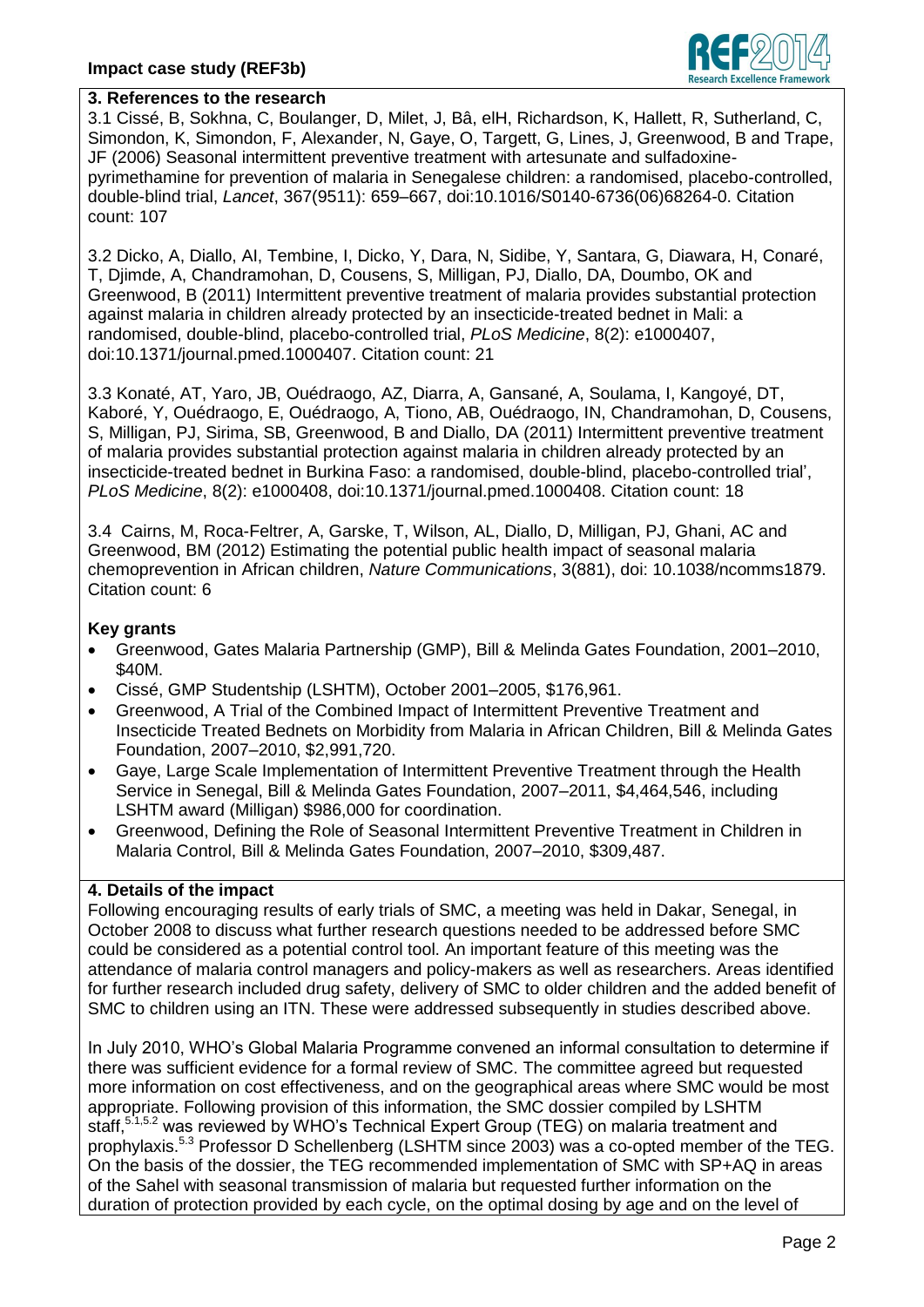## 3. References to the research

3.1 Cissé, B, Sokhna, C, Boulanger, D, Milet, J, Bâ, elH, Richardson, K, Hallett, R, Sutherland, C, Simondon, K, Simondon, F, Alexander, N, Gaye, O, Targett, G, Lines, J, Greenwood, B and Trape, JF (2006) Seasonal intermittent preventive treatment with artesunate and sulfadoxine-pyrimethamine for prevention of malaria in Senegalese children: a randomised, placebo-controlled, double-blind trial, *Lancet*, 367(9511): 659–667, doi:10.1016/S0140-6736(06)68264-0. Citation count: 107

3.2 Dicko, A, Diallo, AI, Tembine, I, Dicko, Y, Dara, N, Sidibe, Y, Santara, G, Diawara, H, Conaré, T, Djimde, A, Chandramohan, D, Cousens, S, Milligan, PJ, Diallo, DA, Doumbo, OK and Greenwood, B (2011) Intermittent preventive treatment of malaria provides substantial protection against malaria in children already protected by an insecticide-treated bednet in Mali: a randomised, double-blind, placebo-controlled trial, *PLoS Medicine*, 8(2): e1000407, doi:10.1371/journal.pmed.1000407. Citation count: 21

3.3 Konaté, AT, Yaro, JB, Ouédraogo, AZ, Diarra, A, Gansané, A, Soulama, I, Kangoyé, DT, Kaboré, Y, Ouédraogo, E, Ouédraogo, A, Tiono, AB, Ouédraogo, IN, Chandramohan, D, Cousens, S, Milligan, PJ, Sirima, SB, Greenwood, B and Diallo, DA (2011) Intermittent preventive treatment of malaria provides substantial protection against malaria in children already protected by an insecticide-treated bednet in Burkina Faso: a randomised, double-blind, placebo-controlled trial', *PLoS Medicine*, 8(2): e1000408, doi:10.1371/journal.pmed.1000408. Citation count: 18

3.4 Cairns, M, Roca-Feltrer, A, Garske, T, Wilson, AL, Diallo, D, Milligan, PJ, Ghani, AC and Greenwood, BM (2012) Estimating the potential public health impact of seasonal malaria chemoprevention in African children, *Nature Communications*, 3(881), doi: 10.1038/ncomms1879. Citation count: 6

### Key grants

- Greenwood, Gates Malaria Partnership (GMP), Bill & Melinda Gates Foundation, 2001–2010, $40M.
- Cissé, GMP Studentship (LSHTM), October 2001–2005, $176,961.
- Greenwood, A Trial of the Combined Impact of Intermittent Preventive Treatment and Insecticide Treated Bednets on Morbidity from Malaria in African Children, Bill & Melinda Gates Foundation, 2007–2010, $2,991,720.
- Gaye, Large Scale Implementation of Intermittent Preventive Treatment through the Health Service in Senegal, Bill & Melinda Gates Foundation, 2007–2011, $4,464,546, including LSHTM award (Milligan) $986,000 for coordination.
- Greenwood, Defining the Role of Seasonal Intermittent Preventive Treatment in Children in Malaria Control, Bill & Melinda Gates Foundation, 2007–2010, $309,487.

## 4. Details of the impact

Following encouraging results of early trials of SMC, a meeting was held in Dakar, Senegal, in October 2008 to discuss what further research questions needed to be addressed before SMC could be considered as a potential control tool. An important feature of this meeting was the attendance of malaria control managers and policy-makers as well as researchers. Areas identified for further research included drug safety, delivery of SMC to older children and the added benefit of SMC to children using an ITN. These were addressed subsequently in studies described above.

In July 2010, WHO's Global Malaria Programme convened an informal consultation to determine if there was sufficient evidence for a formal review of SMC. The committee agreed but requested more information on cost effectiveness, and on the geographical areas where SMC would be most appropriate. Following provision of this information, the SMC dossier compiled by LSHTM staff,[5.1,5.2] was reviewed by WHO's Technical Expert Group (TEG) on malaria treatment and prophylaxis.[5.3] Professor D Schellenberg (LSHTM since 2003) was a co-opted member of the TEG. On the basis of the dossier, the TEG recommended implementation of SMC with SP+AQ in areas of the Sahel with seasonal transmission of malaria but requested further information on the duration of protection provided by each cycle, on the optimal dosing by age and on the level of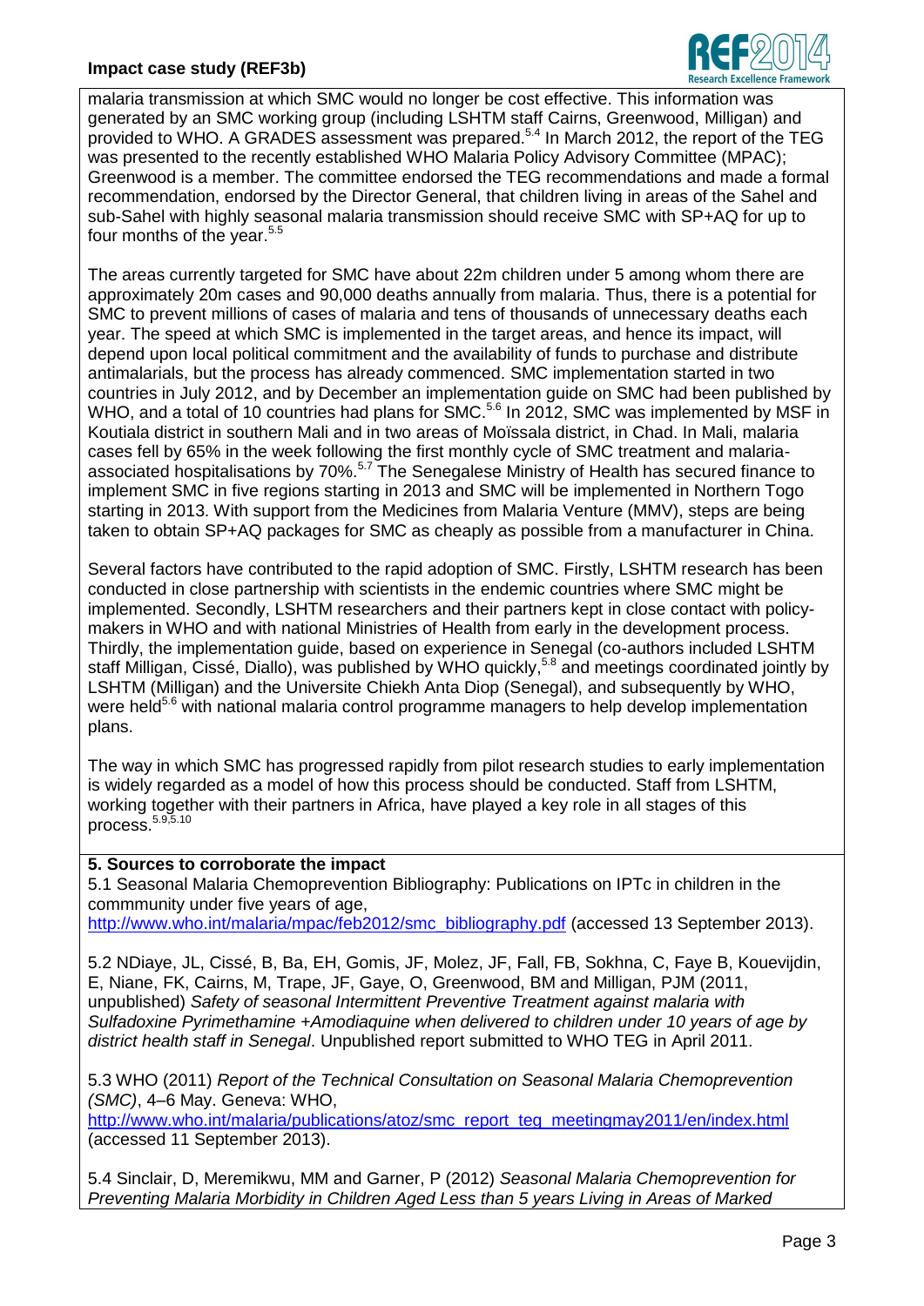malaria transmission at which SMC would no longer be cost effective. This information was generated by an SMC working group (including LSHTM staff Cairns, Greenwood, Milligan) and provided to WHO. A GRADES assessment was prepared.[5.4] In March 2012, the report of the TEG was presented to the recently established WHO Malaria Policy Advisory Committee (MPAC); Greenwood is a member. The committee endorsed the TEG recommendations and made a formal recommendation, endorsed by the Director General, that children living in areas of the Sahel and sub-Sahel with highly seasonal malaria transmission should receive SMC with SP+AQ for up to four months of the year.[5.5]

The areas currently targeted for SMC have about 22m children under 5 among whom there are approximately 20m cases and 90,000 deaths annually from malaria. Thus, there is a potential for SMC to prevent millions of cases of malaria and tens of thousands of unnecessary deaths each year. The speed at which SMC is implemented in the target areas, and hence its impact, will depend upon local political commitment and the availability of funds to purchase and distribute antimalarials, but the process has already commenced. SMC implementation started in two countries in July 2012, and by December an implementation guide on SMC had been published by WHO, and a total of 10 countries had plans for SMC.[5.6] In 2012, SMC was implemented by MSF in Koutiala district in southern Mali and in two areas of Moïssala district, in Chad. In Mali, malaria cases fell by 65% in the week following the first monthly cycle of SMC treatment and malaria-associated hospitalisations by 70%.[5.7] The Senegalese Ministry of Health has secured finance to implement SMC in five regions starting in 2013 and SMC will be implemented in Northern Togo starting in 2013. With support from the Medicines from Malaria Venture (MMV), steps are being taken to obtain SP+AQ packages for SMC as cheaply as possible from a manufacturer in China.

Several factors have contributed to the rapid adoption of SMC. Firstly, LSHTM research has been conducted in close partnership with scientists in the endemic countries where SMC might be implemented. Secondly, LSHTM researchers and their partners kept in close contact with policy-makers in WHO and with national Ministries of Health from early in the development process. Thirdly, the implementation guide, based on experience in Senegal (co-authors included LSHTM staff Milligan, Cissé, Diallo), was published by WHO quickly,[5.8] and meetings coordinated jointly by LSHTM (Milligan) and the Universite Chiekh Anta Diop (Senegal), and subsequently by WHO, were held[5.6] with national malaria control programme managers to help develop implementation plans.

The way in which SMC has progressed rapidly from pilot research studies to early implementation is widely regarded as a model of how this process should be conducted. Staff from LSHTM, working together with their partners in Africa, have played a key role in all stages of this process.[5.9,5.10]

**5. Sources to corroborate the impact**

5.1 Seasonal Malaria Chemoprevention Bibliography: Publications on IPTc in children in the commmunity under five years of age, http://www.who.int/malaria/mpac/feb2012/smc_bibliography.pdf (accessed 13 September 2013).

5.2 NDiaye, JL, Cissé, B, Ba, EH, Gomis, JF, Molez, JF, Fall, FB, Sokhna, C, Faye B, Kouevijdin, E, Niane, FK, Cairns, M, Trape, JF, Gaye, O, Greenwood, BM and Milligan, PJM (2011, unpublished) *Safety of seasonal Intermittent Preventive Treatment against malaria with Sulfadoxine Pyrimethamine +Amodiaquine when delivered to children under 10 years of age by district health staff in Senegal*. Unpublished report submitted to WHO TEG in April 2011.

5.3 WHO (2011) *Report of the Technical Consultation on Seasonal Malaria Chemoprevention (SMC)*, 4–6 May. Geneva: WHO, http://www.who.int/malaria/publications/atoz/smc_report_teg_meetingmay2011/en/index.html (accessed 11 September 2013).

5.4 Sinclair, D, Meremikwu, MM and Garner, P (2012) *Seasonal Malaria Chemoprevention for Preventing Malaria Morbidity in Children Aged Less than 5 years Living in Areas of Marked*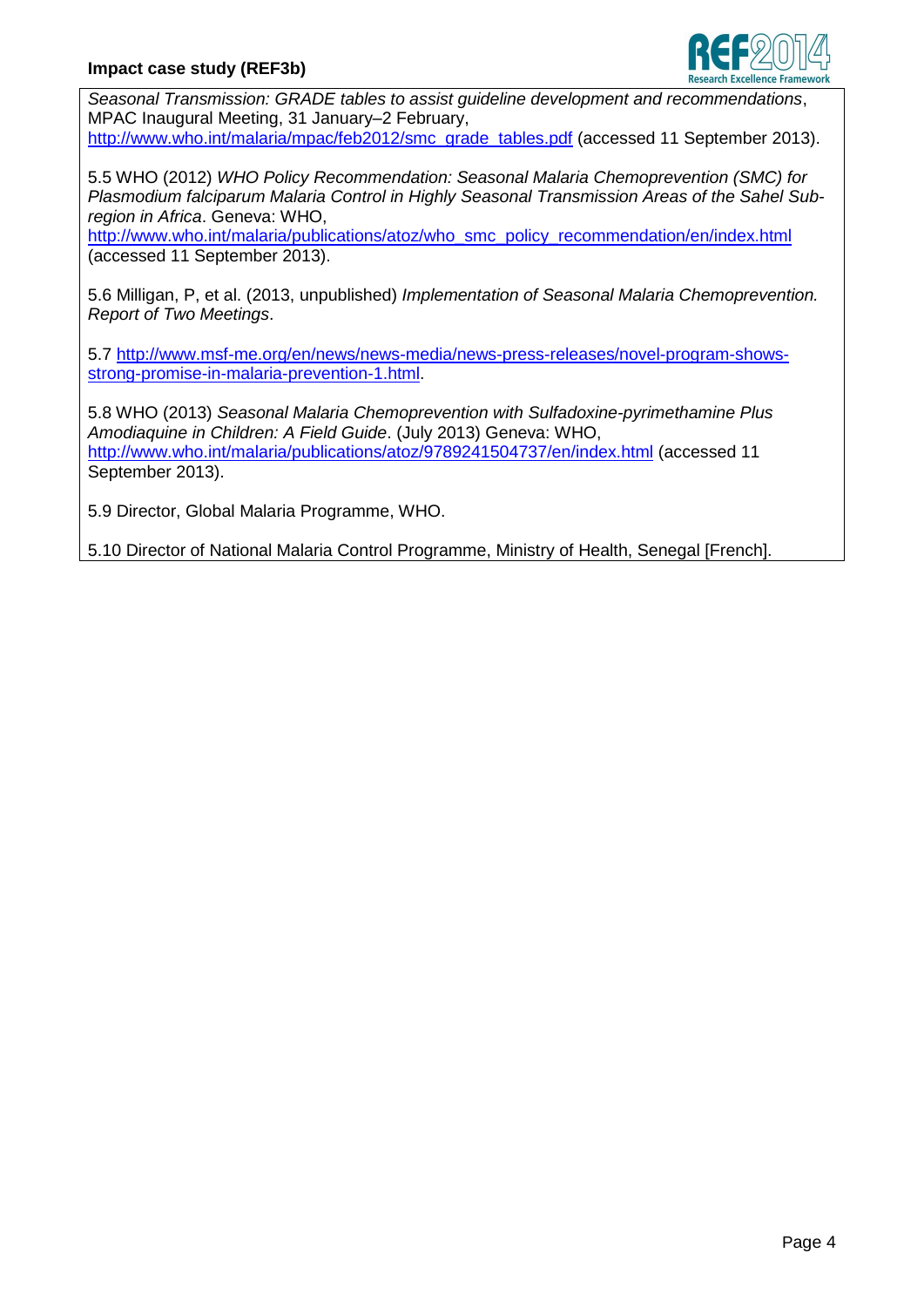*Seasonal Transmission: GRADE tables to assist guideline development and recommendations*, MPAC Inaugural Meeting, 31 January–2 February, http://www.who.int/malaria/mpac/feb2012/smc_grade_tables.pdf (accessed 11 September 2013).

5.5 WHO (2012) *WHO Policy Recommendation: Seasonal Malaria Chemoprevention (SMC) for Plasmodium falciparum Malaria Control in Highly Seasonal Transmission Areas of the Sahel Sub-region in Africa*. Geneva: WHO, http://www.who.int/malaria/publications/atoz/who_smc_policy_recommendation/en/index.html (accessed 11 September 2013).

5.6 Milligan, P, et al. (2013, unpublished) *Implementation of Seasonal Malaria Chemoprevention. Report of Two Meetings*.

5.7 http://www.msf-me.org/en/news/news-media/news-press-releases/novel-program-shows-strong-promise-in-malaria-prevention-1.html.

5.8 WHO (2013) *Seasonal Malaria Chemoprevention with Sulfadoxine-pyrimethamine Plus Amodiaquine in Children: A Field Guide*. (July 2013) Geneva: WHO, http://www.who.int/malaria/publications/atoz/9789241504737/en/index.html (accessed 11 September 2013).

5.9 Director, Global Malaria Programme, WHO.

5.10 Director of National Malaria Control Programme, Ministry of Health, Senegal [French].